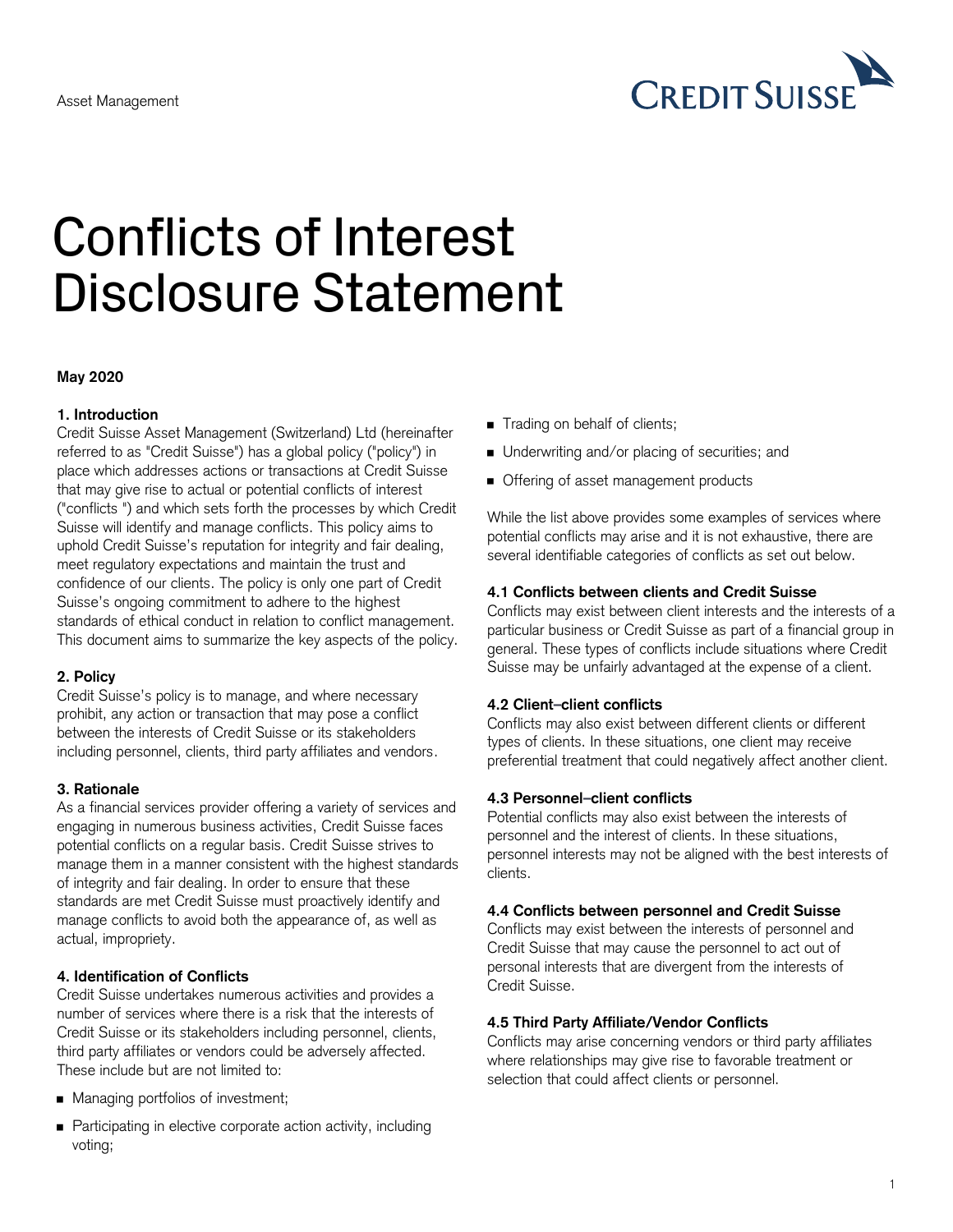Asset Management

# Conflicts of Interest Disclosure Statement

**May 2020**

## 1. Introduction

Credit Suisse Asset Management (Switzerland) Ltd (hereinafter referred to as "Credit Suisse") has a global policy ("policy") in place which addresses actions or transactions at Credit Suisse that may give rise to actual or potential conflicts of interest ("conflicts ") and which sets forth the processes by which Credit Suisse will identify and manage conflicts. This policy aims to uphold Credit Suisse's reputation for integrity and fair dealing, meet regulatory expectations and maintain the trust and confidence of our clients. The policy is only one part of Credit Suisse's ongoing commitment to adhere to the highest standards of ethical conduct in relation to conflict management. This document aims to summarize the key aspects of the policy.

## 2. Policy

Credit Suisse's policy is to manage, and where necessary prohibit, any action or transaction that may pose a conflict between the interests of Credit Suisse or its stakeholders including personnel, clients, third party affiliates and vendors.

## 3. Rationale

As a financial services provider offering a variety of services and engaging in numerous business activities, Credit Suisse faces potential conflicts on a regular basis. Credit Suisse strives to manage them in a manner consistent with the highest standards of integrity and fair dealing. In order to ensure that these standards are met Credit Suisse must proactively identify and manage conflicts to avoid both the appearance of, as well as actual, impropriety.

## 4. Identification of Conflicts

Credit Suisse undertakes numerous activities and provides a number of services where there is a risk that the interests of Credit Suisse or its stakeholders including personnel, clients, third party affiliates or vendors could be adversely affected. These include but are not limited to:

- Managing portfolios of investment;
- Participating in elective corporate action activity, including voting;
- Trading on behalf of clients;
- Underwriting and/or placing of securities; and
- Offering of asset management products

While the list above provides some examples of services where potential conflicts may arise and it is not exhaustive, there are several identifiable categories of conflicts as set out below.

### 4.1 Conflicts between clients and Credit Suisse

Conflicts may exist between client interests and the interests of a particular business or Credit Suisse as part of a financial group in general. These types of conflicts include situations where Credit Suisse may be unfairly advantaged at the expense of a client.

### 4.2 Client–client conflicts

Conflicts may also exist between different clients or different types of clients. In these situations, one client may receive preferential treatment that could negatively affect another client.

### 4.3 Personnel–client conflicts

Potential conflicts may also exist between the interests of personnel and the interest of clients. In these situations, personnel interests may not be aligned with the best interests of clients.

### 4.4 Conflicts between personnel and Credit Suisse

Conflicts may exist between the interests of personnel and Credit Suisse that may cause the personnel to act out of personal interests that are divergent from the interests of Credit Suisse.

### 4.5 Third Party Affiliate/Vendor Conflicts

Conflicts may arise concerning vendors or third party affiliates where relationships may give rise to favorable treatment or selection that could affect clients or personnel.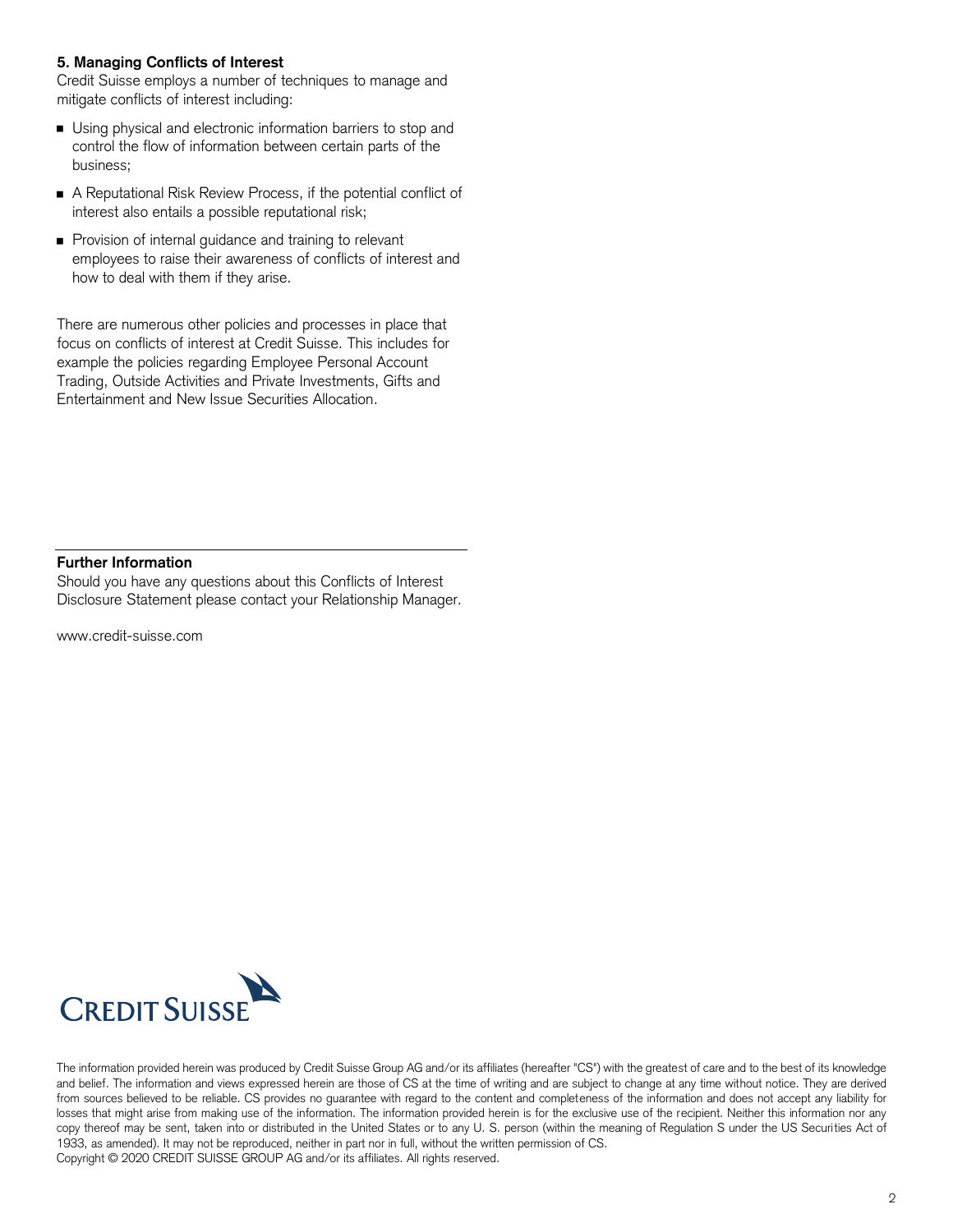### 5. Managing Conflicts of Interest

Credit Suisse employs a number of techniques to manage and mitigate conflicts of interest including:

- Using physical and electronic information barriers to stop and control the flow of information between certain parts of the business;
- A Reputational Risk Review Process, if the potential conflict of interest also entails a possible reputational risk;
- Provision of internal guidance and training to relevant employees to raise their awareness of conflicts of interest and how to deal with them if they arise.

There are numerous other policies and processes in place that focus on conflicts of interest at Credit Suisse. This includes for example the policies regarding Employee Personal Account Trading, Outside Activities and Private Investments, Gifts and Entertainment and New Issue Securities Allocation.

### Further Information

Should you have any questions about this Conflicts of Interest Disclosure Statement please contact your Relationship Manager.

www.credit-suisse.com

CREDIT SUISSE

The information provided herein was produced by Credit Suisse Group AG and/or its affiliates (hereafter "CS") with the greatest of care and to the best of its knowledge and belief. The information and views expressed herein are those of CS at the time of writing and are subject to change at any time without notice. They are derived from sources believed to be reliable. CS provides no guarantee with regard to the content and completeness of the information and does not accept any liability for losses that might arise from making use of the information. The information provided herein is for the exclusive use of the recipient. Neither this information nor any copy thereof may be sent, taken into or distributed in the United States or to any U. S. person (within the meaning of Regulation S under the US Securities Act of 1933, as amended). It may not be reproduced, neither in part nor in full, without the written permission of CS.
Copyright © 2020 CREDIT SUISSE GROUP AG and/or its affiliates. All rights reserved.